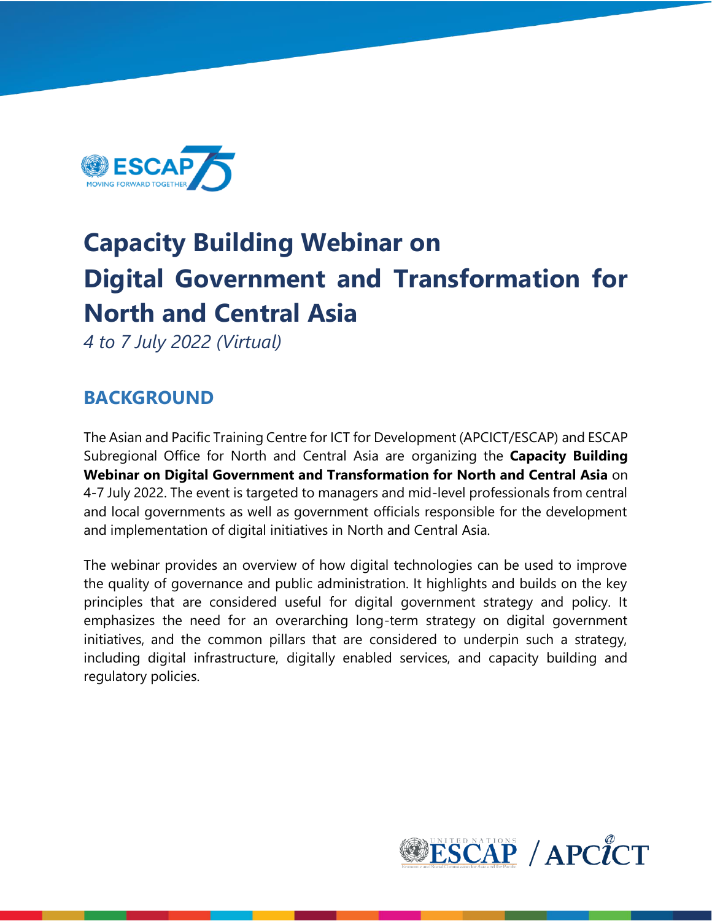# Capacity Building Webinar on Digital Government and Transformation for North and Central Asia

*4 to 7 July 2022 (Virtual)*

## BACKGROUND

The Asian and Pacific Training Centre for ICT for Development (APCICT/ESCAP) and ESCAP Subregional Office for North and Central Asia are organizing the **Capacity Building Webinar on Digital Government and Transformation for North and Central Asia** on 4-7 July 2022. The event is targeted to managers and mid-level professionals from central and local governments as well as government officials responsible for the development and implementation of digital initiatives in North and Central Asia.

The webinar provides an overview of how digital technologies can be used to improve the quality of governance and public administration. It highlights and builds on the key principles that are considered useful for digital government strategy and policy. It emphasizes the need for an overarching long-term strategy on digital government initiatives, and the common pillars that are considered to underpin such a strategy, including digital infrastructure, digitally enabled services, and capacity building and regulatory policies.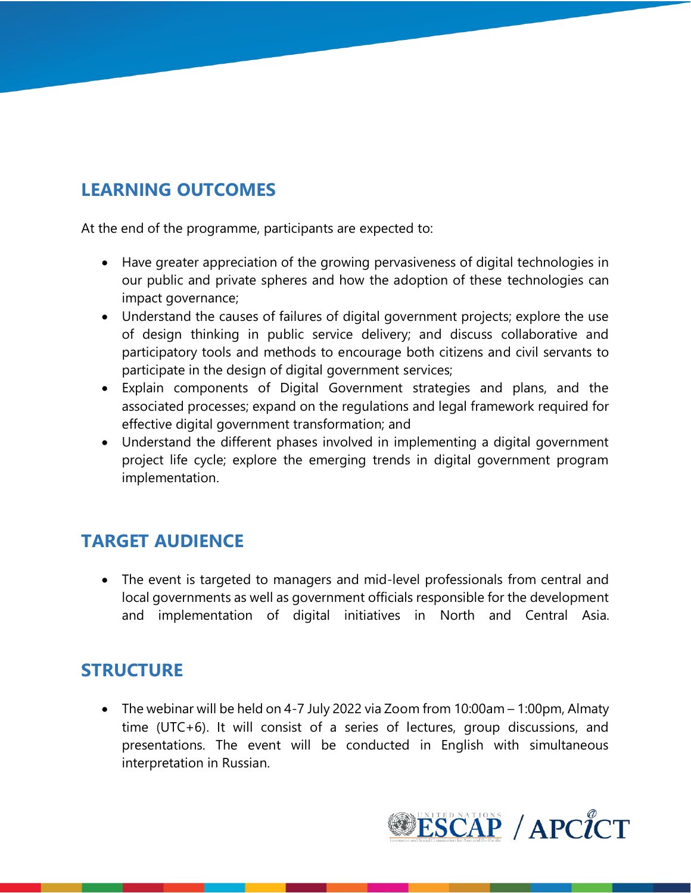## LEARNING OUTCOMES

At the end of the programme, participants are expected to:

- Have greater appreciation of the growing pervasiveness of digital technologies in our public and private spheres and how the adoption of these technologies can impact governance;
- Understand the causes of failures of digital government projects; explore the use of design thinking in public service delivery; and discuss collaborative and participatory tools and methods to encourage both citizens and civil servants to participate in the design of digital government services;
- Explain components of Digital Government strategies and plans, and the associated processes; expand on the regulations and legal framework required for effective digital government transformation; and
- Understand the different phases involved in implementing a digital government project life cycle; explore the emerging trends in digital government program implementation.

## TARGET AUDIENCE

- The event is targeted to managers and mid-level professionals from central and local governments as well as government officials responsible for the development and implementation of digital initiatives in North and Central Asia.

## STRUCTURE

- The webinar will be held on 4-7 July 2022 via Zoom from 10:00am – 1:00pm, Almaty time (UTC+6). It will consist of a series of lectures, group discussions, and presentations. The event will be conducted in English with simultaneous interpretation in Russian.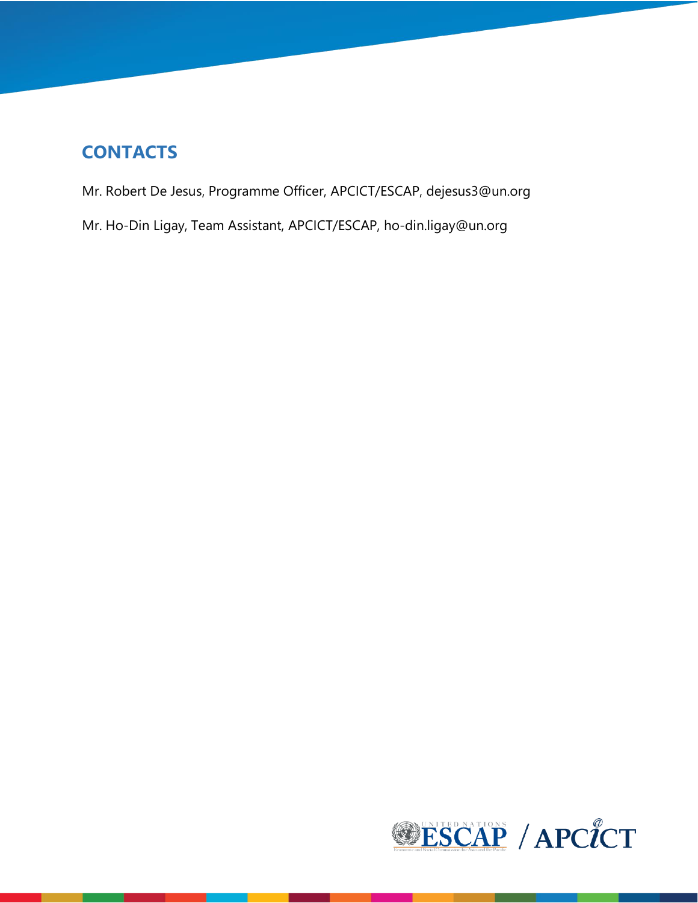## CONTACTS

Mr. Robert De Jesus, Programme Officer, APCICT/ESCAP, dejesus3@un.org

Mr. Ho-Din Ligay, Team Assistant, APCICT/ESCAP, ho-din.ligay@un.org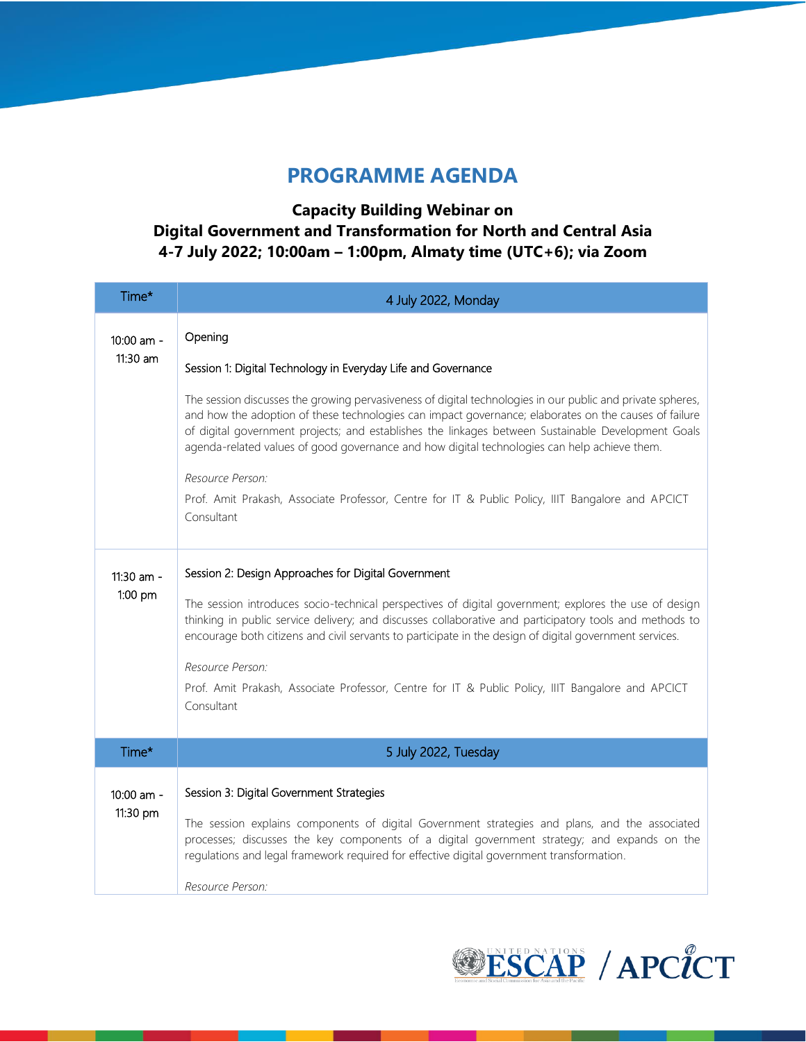# PROGRAMME AGENDA

**Capacity Building Webinar on**
**Digital Government and Transformation for North and Central Asia**
**4-7 July 2022; 10:00am – 1:00pm, Almaty time (UTC+6); via Zoom**

| Time* | 4 July 2022, Monday |
|---|---|
| 10:00 am - 11:30 am | Opening<br><br>Session 1: Digital Technology in Everyday Life and Governance<br><br>The session discusses the growing pervasiveness of digital technologies in our public and private spheres, and how the adoption of these technologies can impact governance; elaborates on the causes of failure of digital government projects; and establishes the linkages between Sustainable Development Goals agenda-related values of good governance and how digital technologies can help achieve them.<br><br>*Resource Person:*<br><br>Prof. Amit Prakash, Associate Professor, Centre for IT & Public Policy, IIIT Bangalore and APCICT Consultant |
| 11:30 am - 1:00 pm | Session 2: Design Approaches for Digital Government<br><br>The session introduces socio-technical perspectives of digital government; explores the use of design thinking in public service delivery; and discusses collaborative and participatory tools and methods to encourage both citizens and civil servants to participate in the design of digital government services.<br><br>*Resource Person:*<br><br>Prof. Amit Prakash, Associate Professor, Centre for IT & Public Policy, IIIT Bangalore and APCICT Consultant |
| **Time*** | **5 July 2022, Tuesday** |
| 10:00 am - 11:30 pm | Session 3: Digital Government Strategies<br><br>The session explains components of digital Government strategies and plans, and the associated processes; discusses the key components of a digital government strategy; and expands on the regulations and legal framework required for effective digital government transformation.<br><br>*Resource Person:* |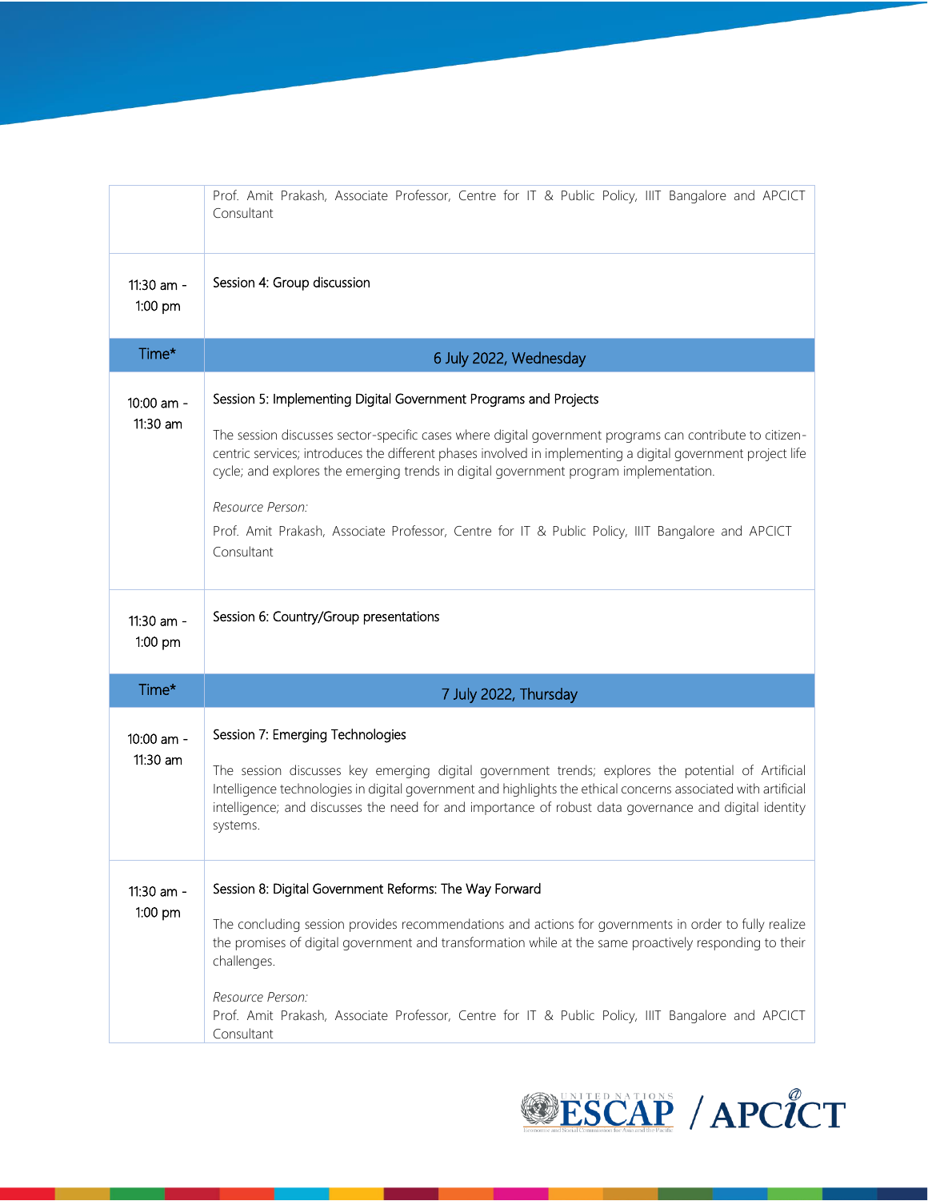| | |
|---|---|
| | Prof. Amit Prakash, Associate Professor, Centre for IT & Public Policy, IIIT Bangalore and APCICT Consultant |
| 11:30 am - 1:00 pm | Session 4: Group discussion |
| **Time*** | **6 July 2022, Wednesday** |
| 10:00 am - 11:30 am | Session 5: Implementing Digital Government Programs and Projects<br><br>The session discusses sector-specific cases where digital government programs can contribute to citizen-centric services; introduces the different phases involved in implementing a digital government project life cycle; and explores the emerging trends in digital government program implementation.<br><br>*Resource Person:*<br><br>Prof. Amit Prakash, Associate Professor, Centre for IT & Public Policy, IIIT Bangalore and APCICT Consultant |
| 11:30 am - 1:00 pm | Session 6: Country/Group presentations |
| **Time*** | **7 July 2022, Thursday** |
| 10:00 am - 11:30 am | Session 7: Emerging Technologies<br><br>The session discusses key emerging digital government trends; explores the potential of Artificial Intelligence technologies in digital government and highlights the ethical concerns associated with artificial intelligence; and discusses the need for and importance of robust data governance and digital identity systems. |
| 11:30 am - 1:00 pm | Session 8: Digital Government Reforms: The Way Forward<br><br>The concluding session provides recommendations and actions for governments in order to fully realize the promises of digital government and transformation while at the same proactively responding to their challenges.<br><br>*Resource Person:*<br>Prof. Amit Prakash, Associate Professor, Centre for IT & Public Policy, IIIT Bangalore and APCICT Consultant |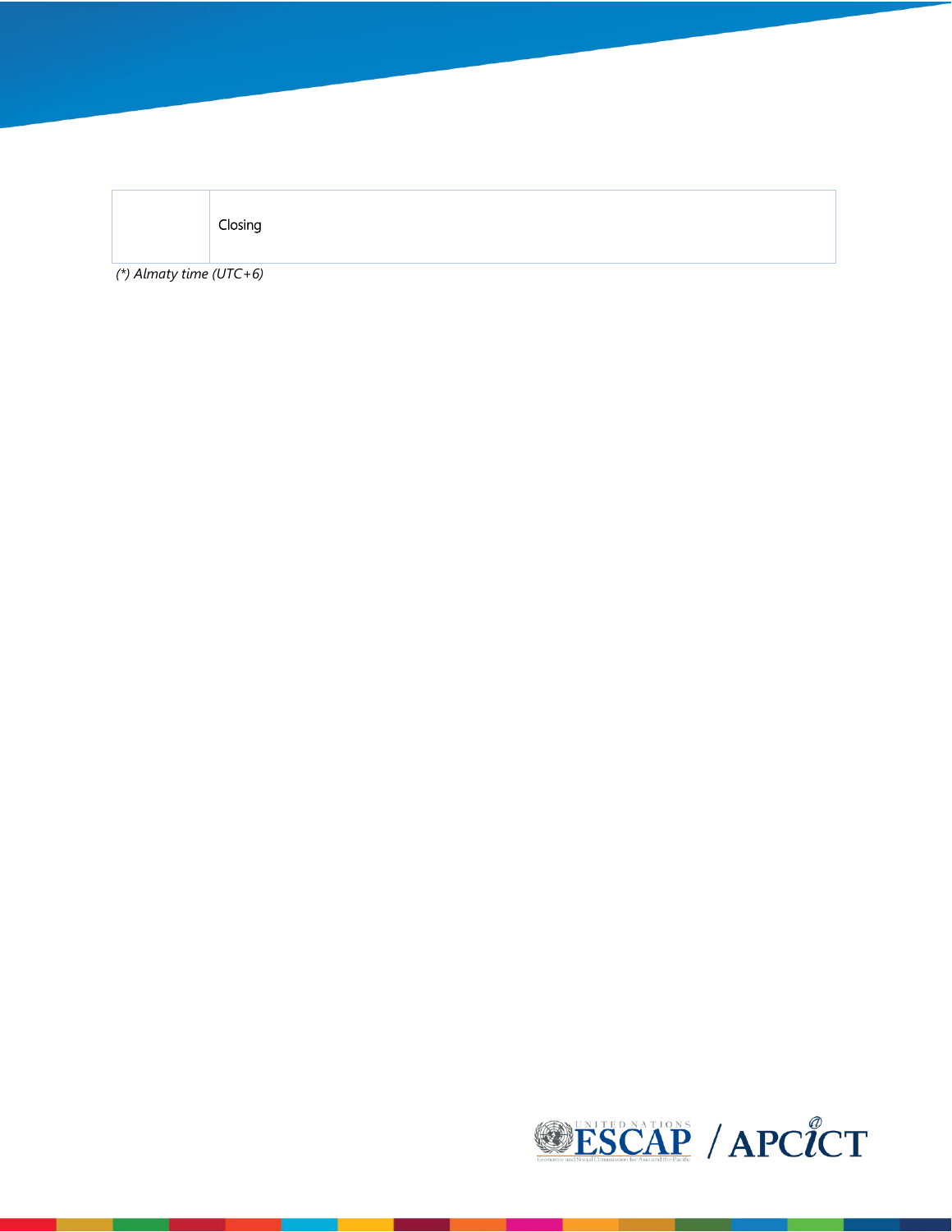| | |
|---|---|
| | Closing |

*(*) Almaty time (UTC+6)*